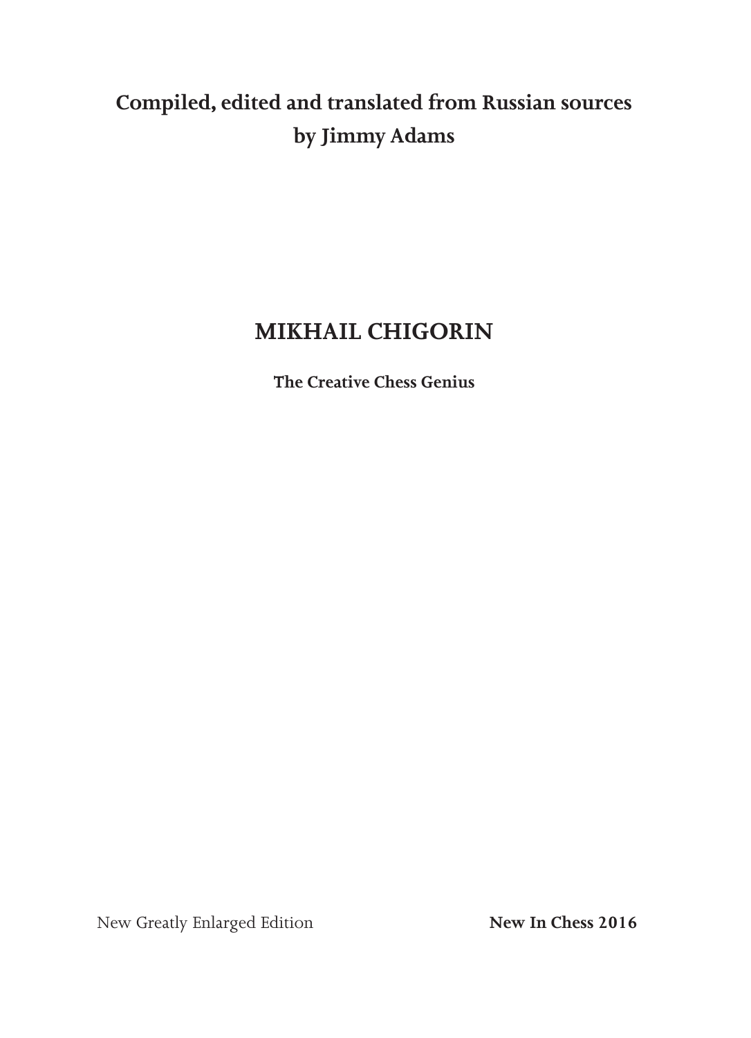**Compiled, edited and translated from Russian sources by Jimmy Adams**

# MIKHAIL CHIGORIN

**The Creative Chess Genius**

New Greatly Enlarged Edition

**New In Chess 2016**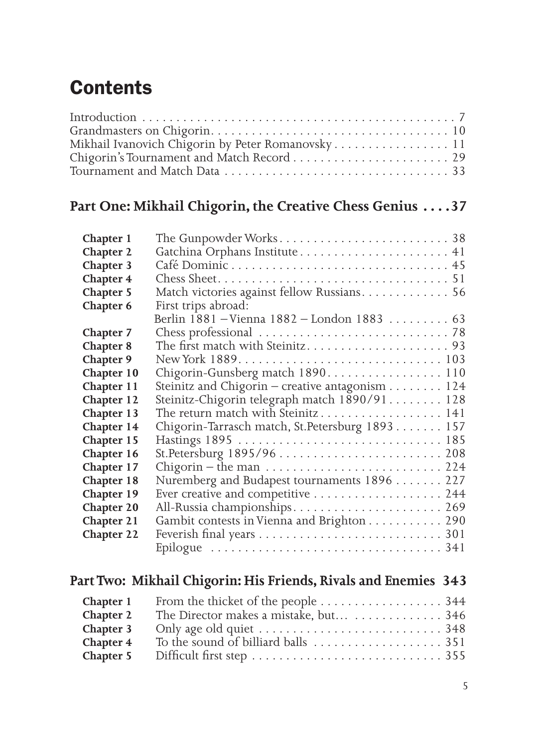# Contents

Introduction . . . . . . . . . . . . . . . . . . . . . . . . . . . . . . . . . . . . . . . . . . . . . 7
Grandmasters on Chigorin. . . . . . . . . . . . . . . . . . . . . . . . . . . . . . . . . . . 10
Mikhail Ivanovich Chigorin by Peter Romanovsky . . . . . . . . . . . . . . . . . 11
Chigorin's Tournament and Match Record . . . . . . . . . . . . . . . . . . . . . . . 29
Tournament and Match Data . . . . . . . . . . . . . . . . . . . . . . . . . . . . . . . . . 33

## Part One: Mikhail Chigorin, the Creative Chess Genius . . . . 37

| | | |
|---|---|---|
| **Chapter 1** | The Gunpowder Works | 38 |
| **Chapter 2** | Gatchina Orphans Institute | 41 |
| **Chapter 3** | Café Dominic | 45 |
| **Chapter 4** | Chess Sheet | 51 |
| **Chapter 5** | Match victories against fellow Russians | 56 |
| **Chapter 6** | First trips abroad: Berlin 1881 – Vienna 1882 – London 1883 | 63 |
| **Chapter 7** | Chess professional | 78 |
| **Chapter 8** | The first match with Steinitz | 93 |
| **Chapter 9** | New York 1889 | 103 |
| **Chapter 10** | Chigorin-Gunsberg match 1890 | 110 |
| **Chapter 11** | Steinitz and Chigorin – creative antagonism | 124 |
| **Chapter 12** | Steinitz-Chigorin telegraph match 1890/91 | 128 |
| **Chapter 13** | The return match with Steinitz | 141 |
| **Chapter 14** | Chigorin-Tarrasch match, St.Petersburg 1893 | 157 |
| **Chapter 15** | Hastings 1895 | 185 |
| **Chapter 16** | St.Petersburg 1895/96 | 208 |
| **Chapter 17** | Chigorin – the man | 224 |
| **Chapter 18** | Nuremberg and Budapest tournaments 1896 | 227 |
| **Chapter 19** | Ever creative and competitive | 244 |
| **Chapter 20** | All-Russia championships | 269 |
| **Chapter 21** | Gambit contests in Vienna and Brighton | 290 |
| **Chapter 22** | Feverish final years | 301 |
| | Epilogue | 341 |

## Part Two: Mikhail Chigorin: His Friends, Rivals and Enemies 343

| | | |
|---|---|---|
| **Chapter 1** | From the thicket of the people | 344 |
| **Chapter 2** | The Director makes a mistake, but… | 346 |
| **Chapter 3** | Only age old quiet | 348 |
| **Chapter 4** | To the sound of billiard balls | 351 |
| **Chapter 5** | Difficult first step | 355 |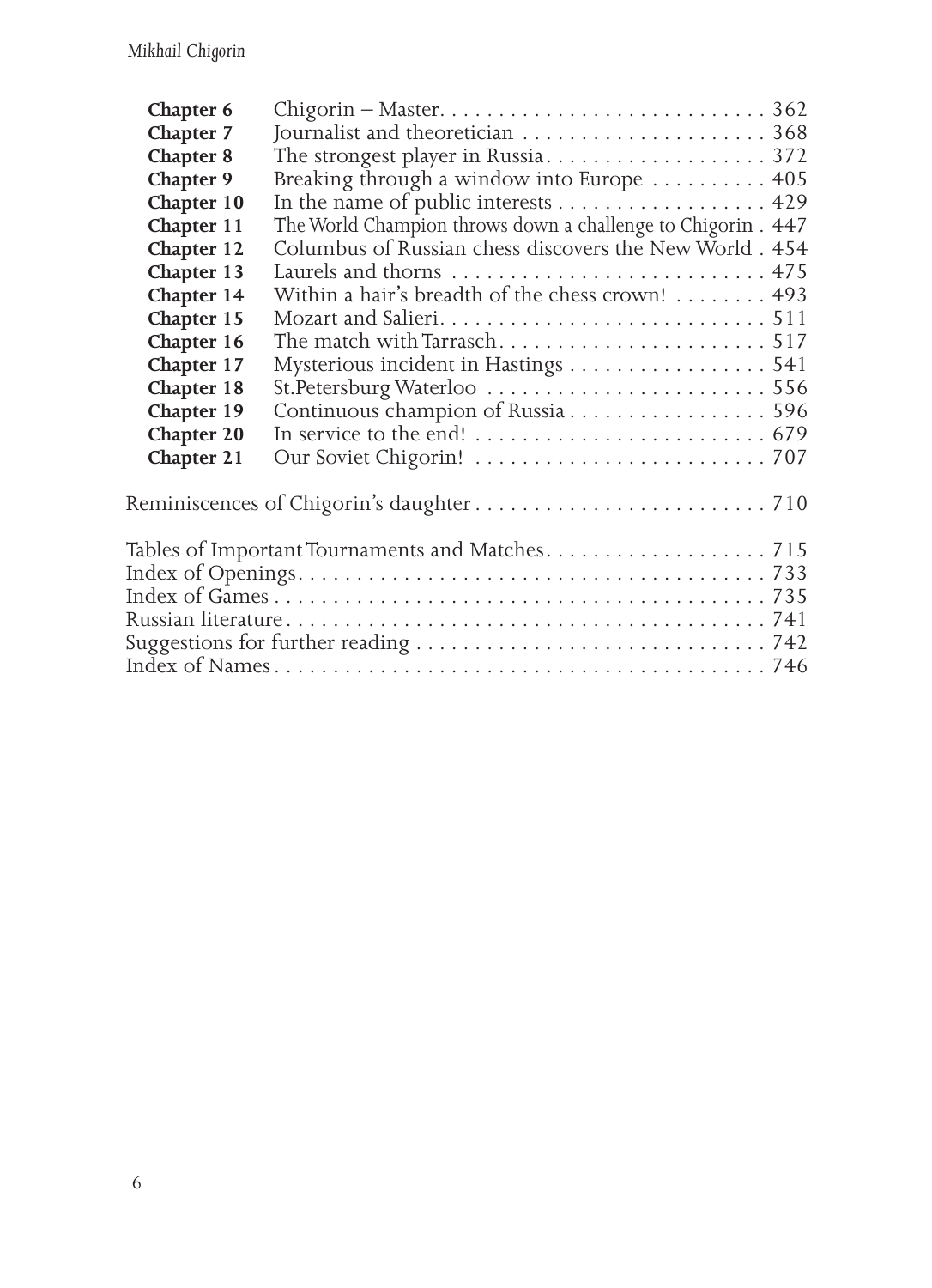| | | |
|---|---|---|
| **Chapter 6** | Chigorin – Master | 362 |
| **Chapter 7** | Journalist and theoretician | 368 |
| **Chapter 8** | The strongest player in Russia | 372 |
| **Chapter 9** | Breaking through a window into Europe | 405 |
| **Chapter 10** | In the name of public interests | 429 |
| **Chapter 11** | The World Champion throws down a challenge to Chigorin | 447 |
| **Chapter 12** | Columbus of Russian chess discovers the New World | 454 |
| **Chapter 13** | Laurels and thorns | 475 |
| **Chapter 14** | Within a hair's breadth of the chess crown! | 493 |
| **Chapter 15** | Mozart and Salieri | 511 |
| **Chapter 16** | The match with Tarrasch | 517 |
| **Chapter 17** | Mysterious incident in Hastings | 541 |
| **Chapter 18** | St.Petersburg Waterloo | 556 |
| **Chapter 19** | Continuous champion of Russia | 596 |
| **Chapter 20** | In service to the end! | 679 |
| **Chapter 21** | Our Soviet Chigorin! | 707 |

Reminiscences of Chigorin's daughter . . . 710

Tables of Important Tournaments and Matches . . . 715
Index of Openings . . . 733
Index of Games . . . 735
Russian literature . . . 741
Suggestions for further reading . . . 742
Index of Names . . . 746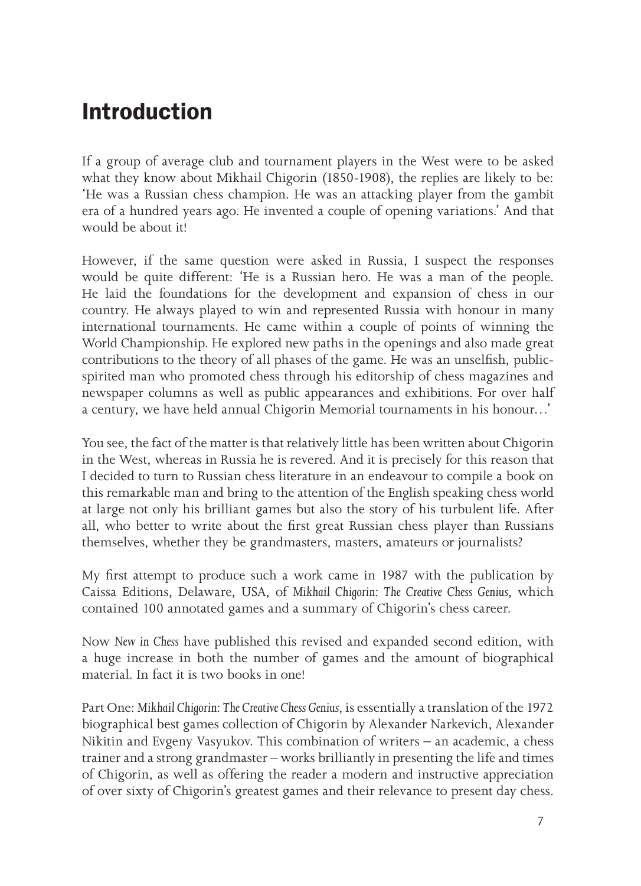# Introduction

If a group of average club and tournament players in the West were to be asked what they know about Mikhail Chigorin (1850-1908), the replies are likely to be: 'He was a Russian chess champion. He was an attacking player from the gambit era of a hundred years ago. He invented a couple of opening variations.' And that would be about it!

However, if the same question were asked in Russia, I suspect the responses would be quite different: 'He is a Russian hero. He was a man of the people. He laid the foundations for the development and expansion of chess in our country. He always played to win and represented Russia with honour in many international tournaments. He came within a couple of points of winning the World Championship. He explored new paths in the openings and also made great contributions to the theory of all phases of the game. He was an unselfish, public-spirited man who promoted chess through his editorship of chess magazines and newspaper columns as well as public appearances and exhibitions. For over half a century, we have held annual Chigorin Memorial tournaments in his honour...'

You see, the fact of the matter is that relatively little has been written about Chigorin in the West, whereas in Russia he is revered. And it is precisely for this reason that I decided to turn to Russian chess literature in an endeavour to compile a book on this remarkable man and bring to the attention of the English speaking chess world at large not only his brilliant games but also the story of his turbulent life. After all, who better to write about the first great Russian chess player than Russians themselves, whether they be grandmasters, masters, amateurs or journalists?

My first attempt to produce such a work came in 1987 with the publication by Caissa Editions, Delaware, USA, of *Mikhail Chigorin: The Creative Chess Genius*, which contained 100 annotated games and a summary of Chigorin's chess career.

Now *New in Chess* have published this revised and expanded second edition, with a huge increase in both the number of games and the amount of biographical material. In fact it is two books in one!

Part One: *Mikhail Chigorin: The Creative Chess Genius*, is essentially a translation of the 1972 biographical best games collection of Chigorin by Alexander Narkevich, Alexander Nikitin and Evgeny Vasyukov. This combination of writers – an academic, a chess trainer and a strong grandmaster – works brilliantly in presenting the life and times of Chigorin, as well as offering the reader a modern and instructive appreciation of over sixty of Chigorin's greatest games and their relevance to present day chess.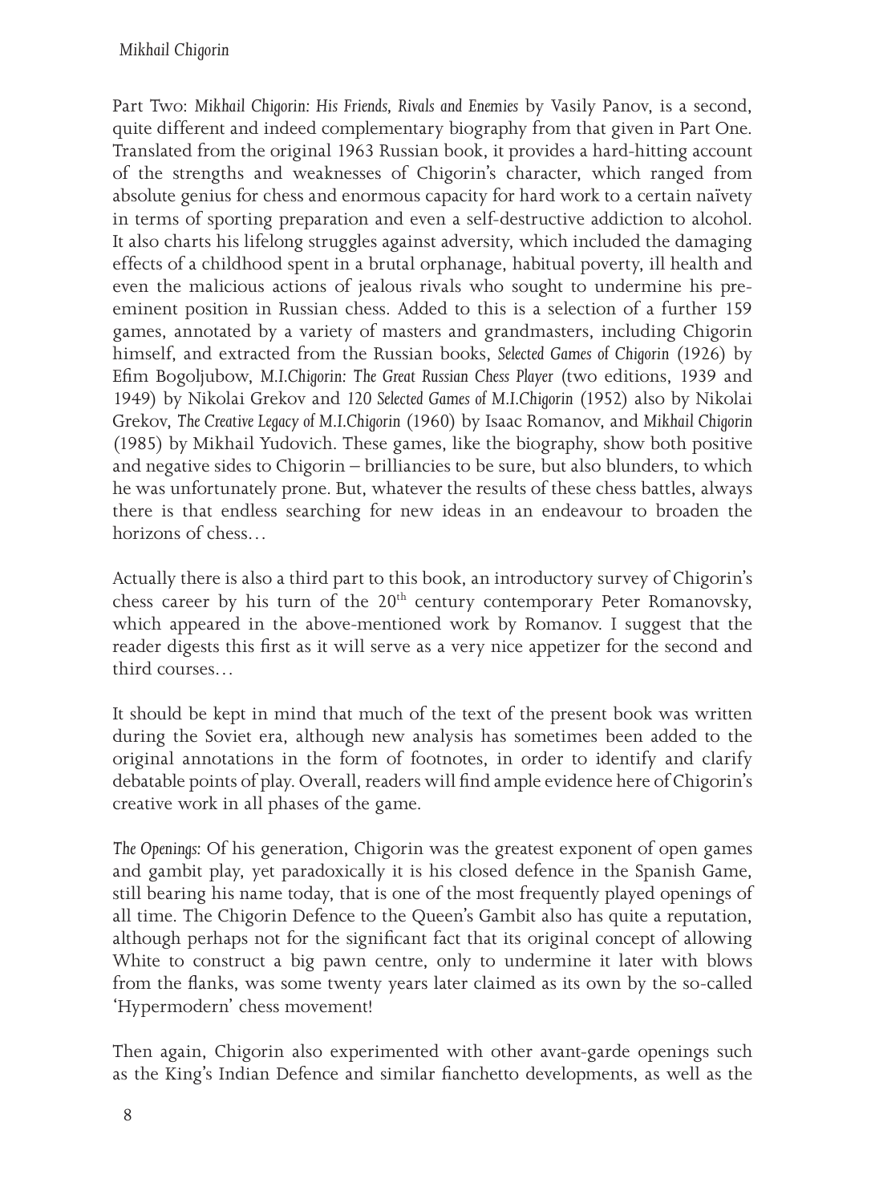Part Two: *Mikhail Chigorin: His Friends, Rivals and Enemies* by Vasily Panov, is a second, quite different and indeed complementary biography from that given in Part One. Translated from the original 1963 Russian book, it provides a hard-hitting account of the strengths and weaknesses of Chigorin's character, which ranged from absolute genius for chess and enormous capacity for hard work to a certain naïvety in terms of sporting preparation and even a self-destructive addiction to alcohol. It also charts his lifelong struggles against adversity, which included the damaging effects of a childhood spent in a brutal orphanage, habitual poverty, ill health and even the malicious actions of jealous rivals who sought to undermine his pre-eminent position in Russian chess. Added to this is a selection of a further 159 games, annotated by a variety of masters and grandmasters, including Chigorin himself, and extracted from the Russian books, *Selected Games of Chigorin* (1926) by Efim Bogoljubow, *M.I.Chigorin: The Great Russian Chess Player* (two editions, 1939 and 1949) by Nikolai Grekov and *120 Selected Games of M.I.Chigorin* (1952) also by Nikolai Grekov, *The Creative Legacy of M.I.Chigorin* (1960) by Isaac Romanov, and *Mikhail Chigorin* (1985) by Mikhail Yudovich. These games, like the biography, show both positive and negative sides to Chigorin – brilliancies to be sure, but also blunders, to which he was unfortunately prone. But, whatever the results of these chess battles, always there is that endless searching for new ideas in an endeavour to broaden the horizons of chess…

Actually there is also a third part to this book, an introductory survey of Chigorin's chess career by his turn of the 20th century contemporary Peter Romanovsky, which appeared in the above-mentioned work by Romanov. I suggest that the reader digests this first as it will serve as a very nice appetizer for the second and third courses…

It should be kept in mind that much of the text of the present book was written during the Soviet era, although new analysis has sometimes been added to the original annotations in the form of footnotes, in order to identify and clarify debatable points of play. Overall, readers will find ample evidence here of Chigorin's creative work in all phases of the game.

*The Openings:* Of his generation, Chigorin was the greatest exponent of open games and gambit play, yet paradoxically it is his closed defence in the Spanish Game, still bearing his name today, that is one of the most frequently played openings of all time. The Chigorin Defence to the Queen's Gambit also has quite a reputation, although perhaps not for the significant fact that its original concept of allowing White to construct a big pawn centre, only to undermine it later with blows from the flanks, was some twenty years later claimed as its own by the so-called 'Hypermodern' chess movement!

Then again, Chigorin also experimented with other avant-garde openings such as the King's Indian Defence and similar fianchetto developments, as well as the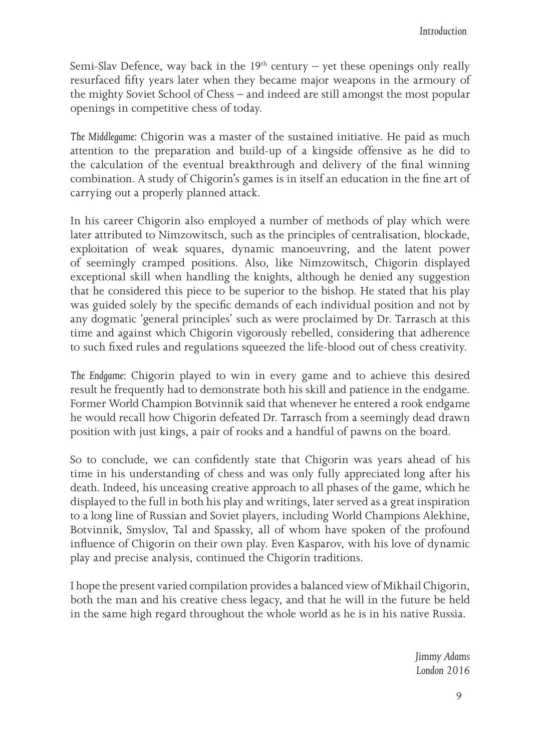Semi-Slav Defence, way back in the 19th century – yet these openings only really resurfaced fifty years later when they became major weapons in the armoury of the mighty Soviet School of Chess – and indeed are still amongst the most popular openings in competitive chess of today.

*The Middlegame:* Chigorin was a master of the sustained initiative. He paid as much attention to the preparation and build-up of a kingside offensive as he did to the calculation of the eventual breakthrough and delivery of the final winning combination. A study of Chigorin's games is in itself an education in the fine art of carrying out a properly planned attack.

In his career Chigorin also employed a number of methods of play which were later attributed to Nimzowitsch, such as the principles of centralisation, blockade, exploitation of weak squares, dynamic manoeuvring, and the latent power of seemingly cramped positions. Also, like Nimzowitsch, Chigorin displayed exceptional skill when handling the knights, although he denied any suggestion that he considered this piece to be superior to the bishop. He stated that his play was guided solely by the specific demands of each individual position and not by any dogmatic 'general principles' such as were proclaimed by Dr. Tarrasch at this time and against which Chigorin vigorously rebelled, considering that adherence to such fixed rules and regulations squeezed the life-blood out of chess creativity.

*The Endgame:* Chigorin played to win in every game and to achieve this desired result he frequently had to demonstrate both his skill and patience in the endgame. Former World Champion Botvinnik said that whenever he entered a rook endgame he would recall how Chigorin defeated Dr. Tarrasch from a seemingly dead drawn position with just kings, a pair of rooks and a handful of pawns on the board.

So to conclude, we can confidently state that Chigorin was years ahead of his time in his understanding of chess and was only fully appreciated long after his death. Indeed, his unceasing creative approach to all phases of the game, which he displayed to the full in both his play and writings, later served as a great inspiration to a long line of Russian and Soviet players, including World Champions Alekhine, Botvinnik, Smyslov, Tal and Spassky, all of whom have spoken of the profound influence of Chigorin on their own play. Even Kasparov, with his love of dynamic play and precise analysis, continued the Chigorin traditions.

I hope the present varied compilation provides a balanced view of Mikhail Chigorin, both the man and his creative chess legacy, and that he will in the future be held in the same high regard throughout the whole world as he is in his native Russia.

*Jimmy Adams*
*London 2016*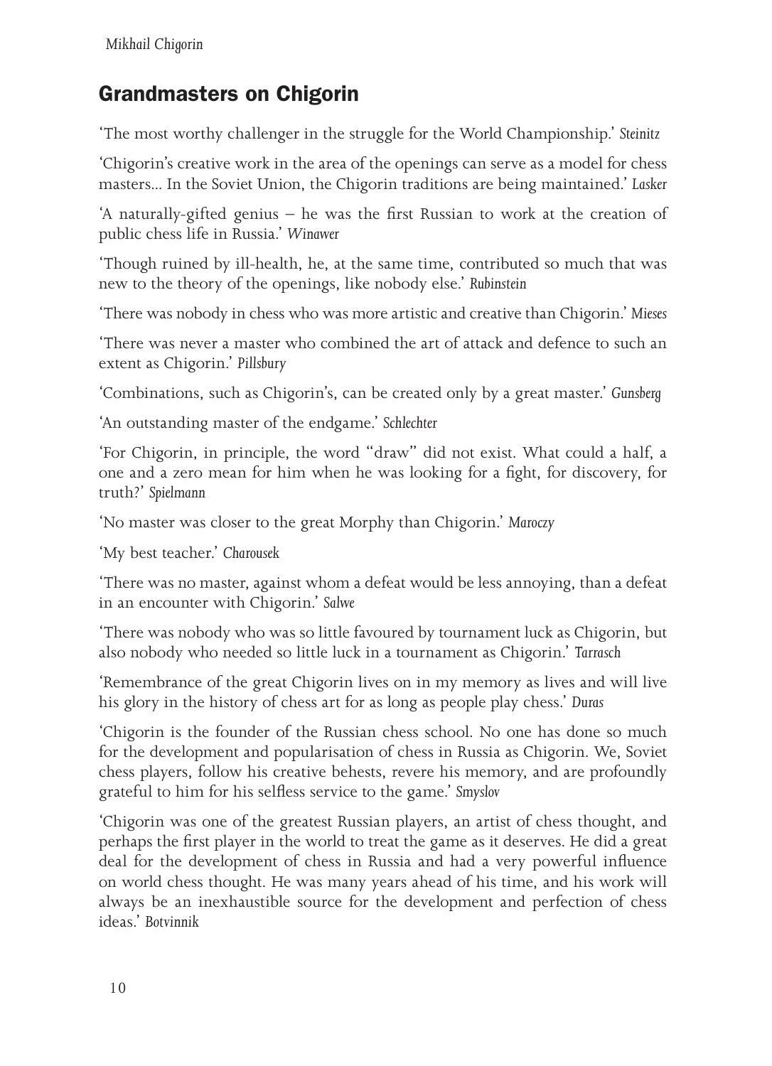## Grandmasters on Chigorin

'The most worthy challenger in the struggle for the World Championship.' *Steinitz*

'Chigorin's creative work in the area of the openings can serve as a model for chess masters... In the Soviet Union, the Chigorin traditions are being maintained.' *Lasker*

'A naturally-gifted genius – he was the first Russian to work at the creation of public chess life in Russia.' *Winawer*

'Though ruined by ill-health, he, at the same time, contributed so much that was new to the theory of the openings, like nobody else.' *Rubinstein*

'There was nobody in chess who was more artistic and creative than Chigorin.' *Mieses*

'There was never a master who combined the art of attack and defence to such an extent as Chigorin.' *Pillsbury*

'Combinations, such as Chigorin's, can be created only by a great master.' *Gunsberg*

'An outstanding master of the endgame.' *Schlechter*

'For Chigorin, in principle, the word "draw" did not exist. What could a half, a one and a zero mean for him when he was looking for a fight, for discovery, for truth?' *Spielmann*

'No master was closer to the great Morphy than Chigorin.' *Maroczy*

'My best teacher.' *Charousek*

'There was no master, against whom a defeat would be less annoying, than a defeat in an encounter with Chigorin.' *Salwe*

'There was nobody who was so little favoured by tournament luck as Chigorin, but also nobody who needed so little luck in a tournament as Chigorin.' *Tarrasch*

'Remembrance of the great Chigorin lives on in my memory as lives and will live his glory in the history of chess art for as long as people play chess.' *Duras*

'Chigorin is the founder of the Russian chess school. No one has done so much for the development and popularisation of chess in Russia as Chigorin. We, Soviet chess players, follow his creative behests, revere his memory, and are profoundly grateful to him for his selfless service to the game.' *Smyslov*

'Chigorin was one of the greatest Russian players, an artist of chess thought, and perhaps the first player in the world to treat the game as it deserves. He did a great deal for the development of chess in Russia and had a very powerful influence on world chess thought. He was many years ahead of his time, and his work will always be an inexhaustible source for the development and perfection of chess ideas.' *Botvinnik*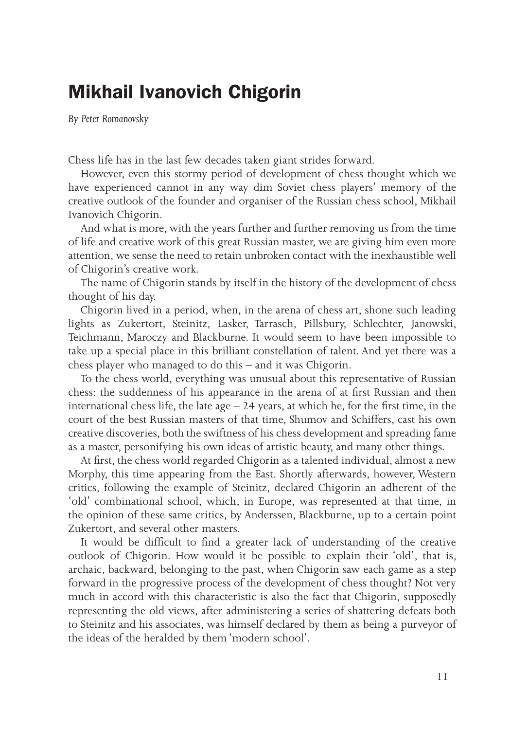# Mikhail Ivanovich Chigorin

*By Peter Romanovsky*

Chess life has in the last few decades taken giant strides forward.

However, even this stormy period of development of chess thought which we have experienced cannot in any way dim Soviet chess players' memory of the creative outlook of the founder and organiser of the Russian chess school, Mikhail Ivanovich Chigorin.

And what is more, with the years further and further removing us from the time of life and creative work of this great Russian master, we are giving him even more attention, we sense the need to retain unbroken contact with the inexhaustible well of Chigorin's creative work.

The name of Chigorin stands by itself in the history of the development of chess thought of his day.

Chigorin lived in a period, when, in the arena of chess art, shone such leading lights as Zukertort, Steinitz, Lasker, Tarrasch, Pillsbury, Schlechter, Janowski, Teichmann, Maroczy and Blackburne. It would seem to have been impossible to take up a special place in this brilliant constellation of talent. And yet there was a chess player who managed to do this – and it was Chigorin.

To the chess world, everything was unusual about this representative of Russian chess: the suddenness of his appearance in the arena of at first Russian and then international chess life, the late age – 24 years, at which he, for the first time, in the court of the best Russian masters of that time, Shumov and Schiffers, cast his own creative discoveries, both the swiftness of his chess development and spreading fame as a master, personifying his own ideas of artistic beauty, and many other things.

At first, the chess world regarded Chigorin as a talented individual, almost a new Morphy, this time appearing from the East. Shortly afterwards, however, Western critics, following the example of Steinitz, declared Chigorin an adherent of the 'old' combinational school, which, in Europe, was represented at that time, in the opinion of these same critics, by Anderssen, Blackburne, up to a certain point Zukertort, and several other masters.

It would be difficult to find a greater lack of understanding of the creative outlook of Chigorin. How would it be possible to explain their 'old', that is, archaic, backward, belonging to the past, when Chigorin saw each game as a step forward in the progressive process of the development of chess thought? Not very much in accord with this characteristic is also the fact that Chigorin, supposedly representing the old views, after administering a series of shattering defeats both to Steinitz and his associates, was himself declared by them as being a purveyor of the ideas of the heralded by them 'modern school'.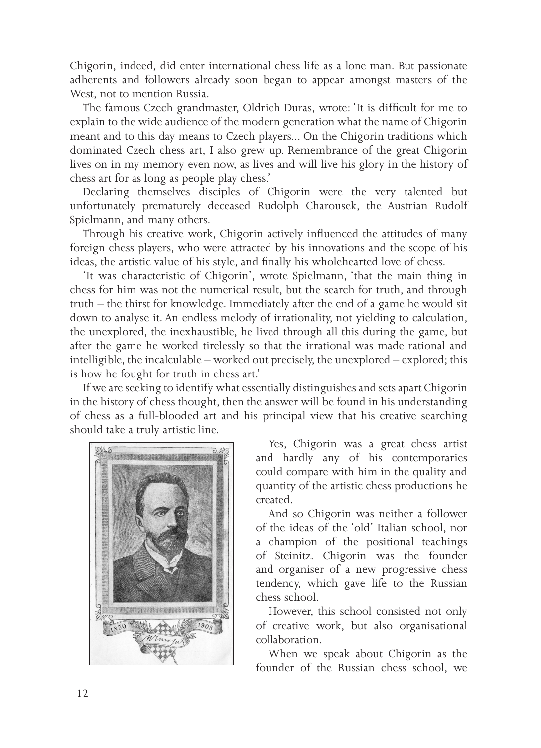Chigorin, indeed, did enter international chess life as a lone man. But passionate adherents and followers already soon began to appear amongst masters of the West, not to mention Russia.

The famous Czech grandmaster, Oldrich Duras, wrote: 'It is difficult for me to explain to the wide audience of the modern generation what the name of Chigorin meant and to this day means to Czech players... On the Chigorin traditions which dominated Czech chess art, I also grew up. Remembrance of the great Chigorin lives on in my memory even now, as lives and will live his glory in the history of chess art for as long as people play chess.'

Declaring themselves disciples of Chigorin were the very talented but unfortunately prematurely deceased Rudolph Charousek, the Austrian Rudolf Spielmann, and many others.

Through his creative work, Chigorin actively influenced the attitudes of many foreign chess players, who were attracted by his innovations and the scope of his ideas, the artistic value of his style, and finally his wholehearted love of chess.

'It was characteristic of Chigorin', wrote Spielmann, 'that the main thing in chess for him was not the numerical result, but the search for truth, and through truth – the thirst for knowledge. Immediately after the end of a game he would sit down to analyse it. An endless melody of irrationality, not yielding to calculation, the unexplored, the inexhaustible, he lived through all this during the game, but after the game he worked tirelessly so that the irrational was made rational and intelligible, the incalculable – worked out precisely, the unexplored – explored; this is how he fought for truth in chess art.'

If we are seeking to identify what essentially distinguishes and sets apart Chigorin in the history of chess thought, then the answer will be found in his understanding of chess as a full-blooded art and his principal view that his creative searching should take a truly artistic line.

Yes, Chigorin was a great chess artist and hardly any of his contemporaries could compare with him in the quality and quantity of the artistic chess productions he created.

And so Chigorin was neither a follower of the ideas of the 'old' Italian school, nor a champion of the positional teachings of Steinitz. Chigorin was the founder and organiser of a new progressive chess tendency, which gave life to the Russian chess school.

However, this school consisted not only of creative work, but also organisational collaboration.

When we speak about Chigorin as the founder of the Russian chess school, we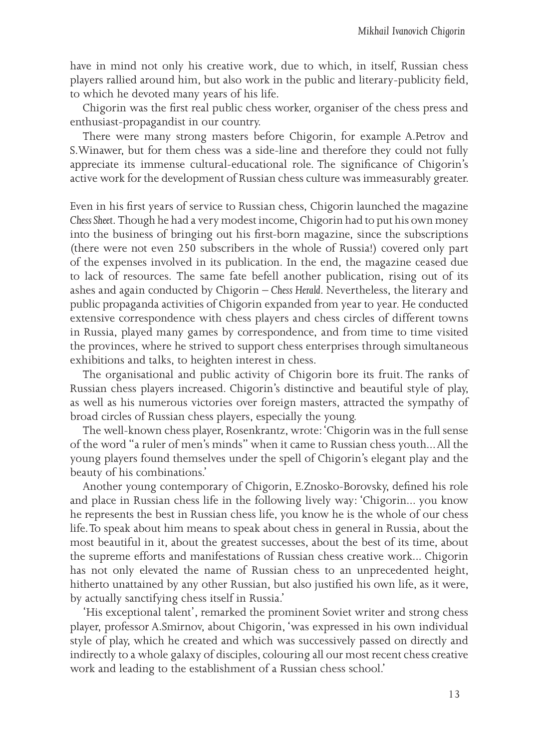have in mind not only his creative work, due to which, in itself, Russian chess players rallied around him, but also work in the public and literary-publicity field, to which he devoted many years of his life.

Chigorin was the first real public chess worker, organiser of the chess press and enthusiast-propagandist in our country.

There were many strong masters before Chigorin, for example A.Petrov and S.Winawer, but for them chess was a side-line and therefore they could not fully appreciate its immense cultural-educational role. The significance of Chigorin's active work for the development of Russian chess culture was immeasurably greater.

Even in his first years of service to Russian chess, Chigorin launched the magazine *Chess Sheet*. Though he had a very modest income, Chigorin had to put his own money into the business of bringing out his first-born magazine, since the subscriptions (there were not even 250 subscribers in the whole of Russia!) covered only part of the expenses involved in its publication. In the end, the magazine ceased due to lack of resources. The same fate befell another publication, rising out of its ashes and again conducted by Chigorin – *Chess Herald*. Nevertheless, the literary and public propaganda activities of Chigorin expanded from year to year. He conducted extensive correspondence with chess players and chess circles of different towns in Russia, played many games by correspondence, and from time to time visited the provinces, where he strived to support chess enterprises through simultaneous exhibitions and talks, to heighten interest in chess.

The organisational and public activity of Chigorin bore its fruit. The ranks of Russian chess players increased. Chigorin's distinctive and beautiful style of play, as well as his numerous victories over foreign masters, attracted the sympathy of broad circles of Russian chess players, especially the young.

The well-known chess player, Rosenkrantz, wrote: 'Chigorin was in the full sense of the word "a ruler of men's minds" when it came to Russian chess youth... All the young players found themselves under the spell of Chigorin's elegant play and the beauty of his combinations.'

Another young contemporary of Chigorin, E.Znosko-Borovsky, defined his role and place in Russian chess life in the following lively way: 'Chigorin... you know he represents the best in Russian chess life, you know he is the whole of our chess life. To speak about him means to speak about chess in general in Russia, about the most beautiful in it, about the greatest successes, about the best of its time, about the supreme efforts and manifestations of Russian chess creative work... Chigorin has not only elevated the name of Russian chess to an unprecedented height, hitherto unattained by any other Russian, but also justified his own life, as it were, by actually sanctifying chess itself in Russia.'

'His exceptional talent', remarked the prominent Soviet writer and strong chess player, professor A.Smirnov, about Chigorin, 'was expressed in his own individual style of play, which he created and which was successively passed on directly and indirectly to a whole galaxy of disciples, colouring all our most recent chess creative work and leading to the establishment of a Russian chess school.'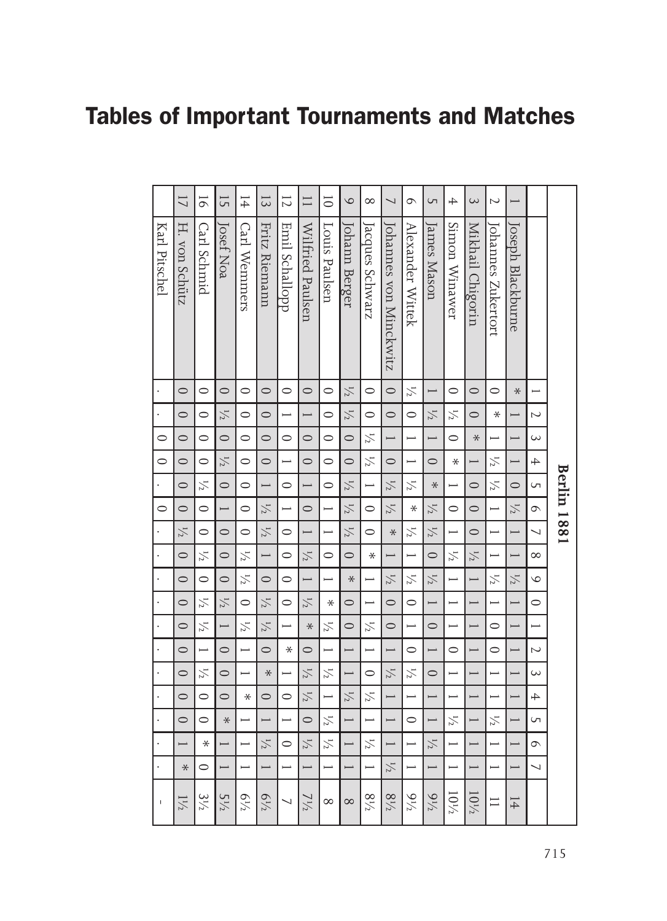# Tables of Important Tournaments and Matches

| | Berlin 1881 | 1 | 2 | 3 | 4 | 5 | 6 | 7 | 8 | 9 | 0 | 1 | 2 | 3 | 4 | 5 | 6 | 7 | |
|---|---|---|---|---|---|---|---|---|---|---|---|---|---|---|---|---|---|---|---|
| 1 | Joseph Blackburne | * | 1 | 1 | 1 | 0 | ½ | 1 | 1 | ½ | 1 | 1 | 1 | 1 | 1 | 1 | 1 | 1 | 14 |
| 2 | Johannes Zukertort | 0 | * | 1 | ½ | ½ | 1 | 1 | 1 | ½ | 1 | 0 | 0 | 1 | 1 | ½ | 1 | 1 | 11 |
| 3 | Mikhail Chigorin | 0 | 0 | * | 1 | 0 | 0 | 0 | ½ | 1 | 1 | 1 | 1 | 1 | 1 | 1 | 1 | 1 | 10½ |
| 4 | Simon Winawer | 0 | ½ | 0 | * | 1 | 0 | 1 | ½ | 1 | 1 | 1 | 0 | 1 | 1 | ½ | 1 | 1 | 10½ |
| 5 | James Mason | 1 | ½ | 1 | 0 | * | ½ | ½ | 0 | ½ | 1 | 0 | 1 | 0 | 1 | 1 | ½ | 1 | 9½ |
| 6 | Alexander Wittek | ½ | 0 | 1 | 1 | ½ | * | ½ | 1 | ½ | 0 | 1 | 0 | ½ | 1 | 0 | 1 | 1 | 9½ |
| 7 | Johannes von Minckwitz | 0 | 0 | 1 | 0 | ½ | ½ | * | 1 | ½ | 0 | 0 | 1 | ½ | 1 | 1 | 1 | ½ | 8½ |
| 8 | Jacques Schwarz | 0 | 0 | ½ | ½ | 1 | 0 | 0 | * | 1 | 1 | ½ | 1 | 0 | ½ | 1 | ½ | 1 | 8½ |
| 9 | Johann Berger | ½ | ½ | 0 | 0 | ½ | ½ | ½ | 0 | * | 0 | 0 | 1 | 1 | ½ | 1 | 1 | 1 | 8 |
| 10 | Louis Paulsen | 0 | 0 | 0 | 0 | 0 | 1 | 1 | 0 | 1 | * | ½ | 1 | ½ | 1 | ½ | ½ | 1 | 8 |
| 11 | Wilfried Paulsen | 0 | 1 | 0 | 0 | 1 | 0 | 1 | ½ | 1 | ½ | * | 0 | ½ | ½ | 0 | ½ | 1 | 7½ |
| 12 | Emil Schallopp | 0 | 1 | 0 | 1 | 0 | 1 | 0 | 0 | 0 | 0 | 1 | * | 1 | 0 | 1 | 0 | 1 | 7 |
| 13 | Fritz Riemann | 0 | 0 | 0 | 0 | 1 | ½ | ½ | 1 | 0 | ½ | ½ | 0 | * | 0 | 1 | ½ | 1 | 6½ |
| 14 | Carl Wemmers | 0 | 0 | 0 | 0 | 0 | 0 | 0 | ½ | ½ | 0 | ½ | 1 | 1 | * | 1 | 1 | 1 | 6½ |
| 15 | Josef Noa | 0 | ½ | 0 | ½ | 0 | 1 | 0 | 0 | 0 | ½ | 1 | 0 | 0 | 0 | * | 1 | 1 | 5½ |
| 16 | Carl Schmid | 0 | 0 | 0 | 0 | ½ | 0 | 0 | ½ | 0 | ½ | ½ | 1 | ½ | 0 | 0 | * | 0 | 3½ |
| 17 | H. von Schütz | 0 | 0 | 0 | 0 | 0 | 0 | ½ | 0 | 0 | 0 | 0 | 0 | 0 | 0 | 0 | 1 | * | 1½ |
| | Karl Pitschel | · | · | 0 | 0 | · | 0 | · | · | · | · | · | · | · | · | · | · | · | – |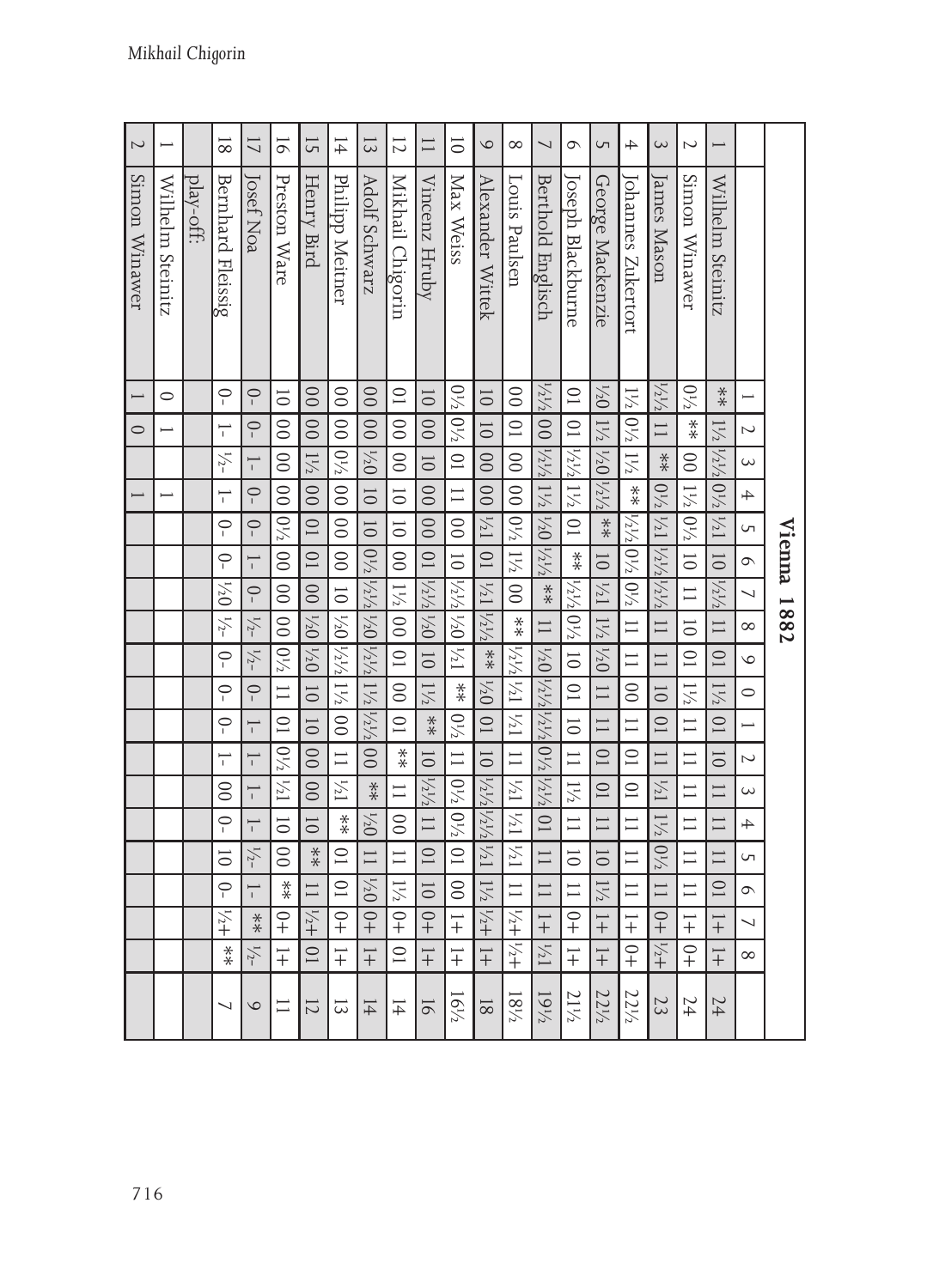# Vienna 1882

| | | 1 | 2 | 3 | 4 | 5 | 6 | 7 | 8 | 9 | 0 | 1 | 2 | 3 | 4 | 5 | 6 | 7 | 8 | |
|---|---|---|---|---|---|---|---|---|---|---|---|---|---|---|---|---|---|---|---|---|
| 1 | Wilhelm Steinitz | ** | 1½ | ½½ | 0½ | ½1 | 10 | ½½ | 11 | 01 | 1½ | 01 | 10 | 11 | 11 | 11 | 01 | 1+ | 1+ | 24 |
| 2 | Simon Winawer | 0½ | ** | 00 | 1½ | 0½ | 10 | 11 | 10 | 01 | 1½ | 11 | 11 | 11 | 11 | 11 | 11 | 1+ | 0+ | 24 |
| 3 | James Mason | ½½ | 11 | ** | 0½ | ½1 | ½½ | ½½ | 11 | 11 | 10 | 10 | 11 | ½1 | 1½ | 0½ | 11 | 0+ | ½+ | 23 |
| 4 | Johannes Zukertort | 1½ | 0½ | 1½ | ** | ½½ | 0½ | 0½ | 11 | 11 | 00 | 11 | 01 | 01 | 11 | 11 | 11 | 1+ | 0+ | 22½ |
| 5 | George Mackenzie | ½0 | 1½ | ½0 | ½½ | ** | 10 | ½1 | 1½ | ½0 | 11 | 11 | 01 | 01 | 11 | 10 | 1½ | 1+ | 1+ | 22½ |
| 6 | Joseph Blackburne | 01 | 01 | ½½ | 1½ | 01 | ** | ½½ | 0½ | 10 | 01 | 10 | 11 | 1½ | 11 | 10 | 11 | 0+ | 1+ | 21½ |
| 7 | Berthold Englisch | ½½ | 00 | ½½ | 1½ | ½0 | ½½ | ** | 11 | ½0 | ½½ | ½½ | 0½ | ½½ | 01 | 11 | 11 | 1+ | ½1 | 19½ |
| 8 | Louis Paulsen | 00 | 01 | 00 | 00 | 0½ | 1½ | 00 | ** | ½½ | ½1 | ½1 | 11 | ½1 | ½1 | ½1 | 11 | ½+ | ½+ | 18½ |
| 9 | Alexander Wittek | 10 | 10 | 00 | 00 | ½1 | 01 | ½1 | ½½ | ** | ½0 | 01 | 10 | ½½ | ½½ | ½1 | 1½ | ½+ | 1+ | 18 |
| 10 | Max Weiss | 0½ | 0½ | 01 | 11 | 00 | 10 | ½½ | ½0 | ½1 | ** | 0½ | 11 | 0½ | 0½ | 01 | 00 | 1+ | 1+ | 16½ |
| 11 | Vincenz Hruby | 10 | 00 | 10 | 00 | 00 | 01 | ½½ | ½0 | 10 | 1½ | ** | 10 | ½½ | 11 | 01 | 10 | 0+ | 1+ | 16 |
| 12 | Mikhail Chigorin | 01 | 00 | 00 | 10 | 10 | 00 | 1½ | 00 | 01 | 00 | 01 | ** | 11 | 00 | 11 | 1½ | 0+ | 01 | 14 |
| 13 | Adolf Schwarz | 00 | 00 | ½0 | 10 | 10 | 0½ | ½½ | ½0 | ½½ | 1½ | ½½ | 00 | ** | ½0 | 11 | ½0 | 0+ | 1+ | 14 |
| 14 | Philipp Meitner | 00 | 00 | 0½ | 00 | 00 | 00 | 10 | ½0 | ½½ | 1½ | 00 | 11 | ½1 | ** | 01 | 01 | 0+ | 1+ | 13 |
| 15 | Henry Bird | 00 | 00 | 1½ | 00 | 01 | 01 | 00 | ½0 | ½0 | 10 | 10 | 00 | 00 | 10 | ** | 11 | ½+ | 01 | 12 |
| 16 | Preston Ware | 10 | 00 | 00 | 00 | 0½ | 00 | 00 | 00 | 0½ | 11 | 01 | 0½ | ½1 | 10 | 00 | ** | 0+ | 1+ | 11 |
| 17 | Josef Noa | 0- | 0- | 1- | 0- | 0- | 1- | 0- | ½- | ½- | 0- | 1- | 1- | 1- | 1- | ½- | 1- | ** | ½- | 9 |
| 18 | Bernhard Fleissig | 0- | 1- | ½- | 1- | 0- | 0- | ½0 | ½- | 0- | 0- | 0- | 1- | 00 | 0- | 10 | 0- | ½+ | ** | 7 |
| | play-off: | | | | | | | | | | | | | | | | | | | |
| 1 | Wilhelm Steinitz | 0 | 1 | | 1 | | | | | | | | | | | | | | | |
| 2 | Simon Winawer | 1 | 0 | | 1 | | | | | | | | | | | | | | | |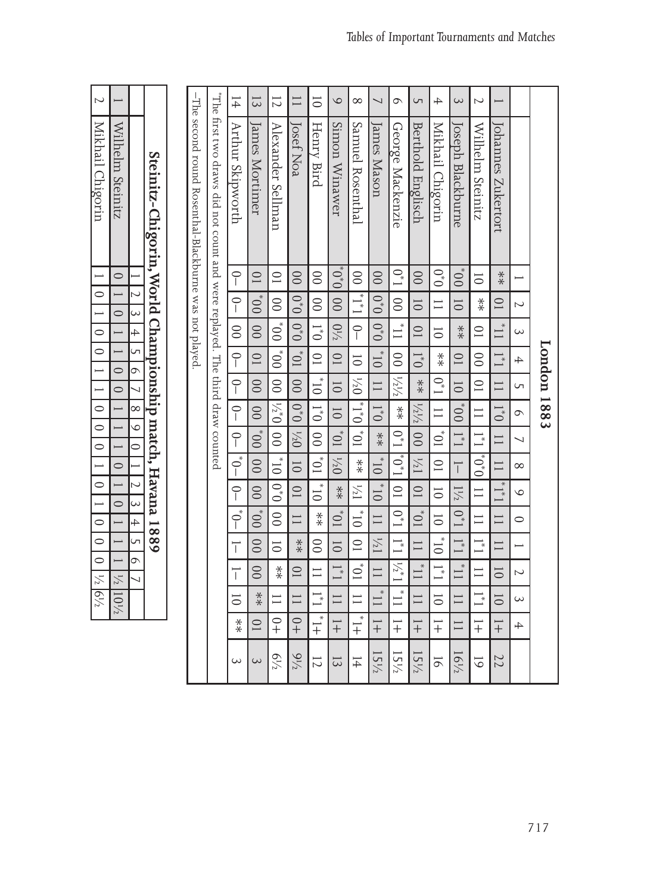## London 1883

| | | 1 | 2 | 3 | 4 | 5 | 6 | 7 | 8 | 9 | 0 | 1 | 2 | 3 | 4 | |
|---|---|---|---|---|---|---|---|---|---|---|---|---|---|---|---|---|
| 1 | Johannes Zukertort | ** | 01 | 1*1 | 1*1 | 11 | 1*0 | 11 | 11 | 1*1* | 11 | 11 | 10 | 10 | 1+ | 22 |
| 2 | Wilhelm Steinitz | 10 | ** | 01 | 00 | 01 | 11 | 1*1 | 0*0* | 11 | 11 | 1*1 | 11 | 1*1 | 1+ | 19 |
| 3 | Joseph Blackburne | 0*0 | 10 | ** | 01 | 10 | 0*0 | 1*1 | 1– | 1½ | 0*1 | 1*1 | 1*1 | 11 | 11 | 16½ |
| 4 | Mikhail Chigorin | 0*0 | 11 | 10 | ** | 0*1 | 11 | 0*1 | 01 | 10 | 10 | 1*0 | 1*1 | 10 | 1+ | 16 |
| 5 | Berthold Englisch | 00 | 10 | 01 | 1*0 | ** | ½½ | 00 | ½1 | 01 | 0*1 | 11 | 1*1 | 11 | 1+ | 15½ |
| 6 | George Mackenzie | 0*1 | 00 | 1*1 | 00 | ½½ | ** | 0*1 | 0*1* | 01 | 0*1 | 1*1 | ½*1 | 1*1 | 1+ | 15½ |
| 7 | James Mason | 00 | 0*0 | 0*0 | 1*0 | 11 | 1*0 | ** | 1*0 | 1*0 | 11 | ½1 | 11 | 1*1 | 1+ | 15½ |
| 8 | Samuel Rosenthal | 00 | 1*1 | 0– | 10 | ½0 | 1*0 | 0*1 | ** | ½1 | 1*0 | 01 | 0*1 | 11 | 1*+ | 14 |
| 9 | Simon Winawer | 0*0 | 00 | 0½ | 01 | 10 | 10 | 0*1 | ½0 | ** | 0*1 | 10 | 1*1 | 11 | 1+ | 13 |
| 10 | Henry Bird | 00 | 00 | 1*0 | 01 | 1*0 | 1*0 | 00 | 0*1 | 1*0 | ** | 00 | 11 | 1*1 | 1*+ | 12 |
| 11 | Josef Noa | 00 | 0*0 | 0*0 | 0*1 | 00 | 0*0 | ½0 | 10 | 01 | 11 | ** | 01 | 11 | 0+ | 9½ |
| 12 | Alexander Sellman | 01 | 00 | 0*0 | 0*0 | 00 | ½0 | 00 | 1*0 | 0*0 | 00 | 10 | ** | 11 | 0+ | 6½ |
| 13 | James Mortimer | 01 | 0*0 | 00 | 01 | 00 | 00 | 0*0 | 00 | 00 | 0*0 | 00 | 00 | ** | 01 | 3 |
| 14 | Arthur Skipworth | 0– | 0– | 00 | 0– | 0– | 0– | 0– | 0*– | 0– | 0*– | 1– | 1– | 10 | ** | 3 |

*The first two draws did not count and were replayed. The third draw counted

–The second round Rosenthal-Blackburne was not played.

## Steinitz-Chigorin, World Championship match, Havana 1889

| | | 1 | 2 | 3 | 4 | 5 | 6 | 7 | 8 | 9 | 0 | 1 | 2 | 3 | 4 | 5 | 6 | 7 | |
|---|---|---|---|---|---|---|---|---|---|---|---|---|---|---|---|---|---|---|---|
| 1 | Wilhelm Steinitz | 0 | 1 | 0 | 1 | 1 | 0 | 0 | 1 | 1 | 1 | 0 | 1 | 0 | 1 | 1 | 1 | ½ | 10½ |
| 2 | Mikhail Chigorin | 1 | 0 | 1 | 0 | 0 | 1 | 1 | 0 | 0 | 0 | 1 | 0 | 1 | 0 | 0 | 0 | ½ | 6½ |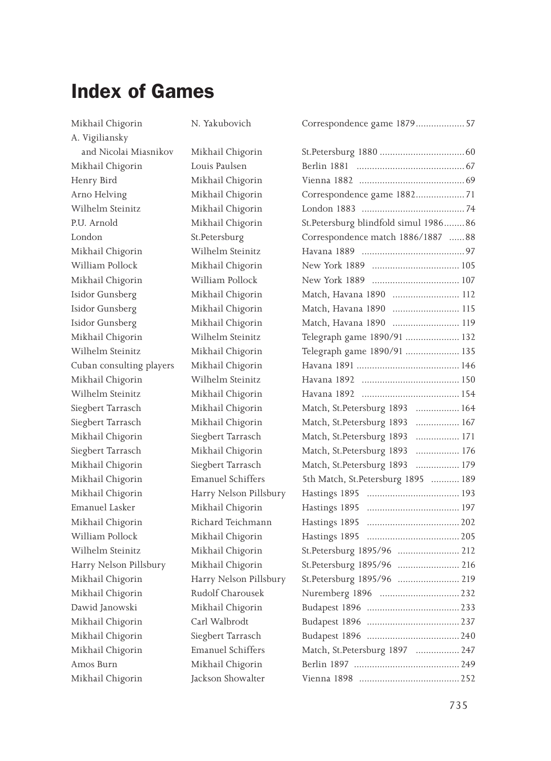# Index of Games

| | | | |
|---|---|---|---|
| Mikhail Chigorin | N. Yakubovich | Correspondence game 1879 | 57 |
| A. Vigiliansky and Nicolai Miasnikov | Mikhail Chigorin | St.Petersburg 1880 | 60 |
| Mikhail Chigorin | Louis Paulsen | Berlin 1881 | 67 |
| Henry Bird | Mikhail Chigorin | Vienna 1882 | 69 |
| Arno Helving | Mikhail Chigorin | Correspondence game 1882 | 71 |
| Wilhelm Steinitz | Mikhail Chigorin | London 1883 | 74 |
| P.U. Arnold | Mikhail Chigorin | St.Petersburg blindfold simul 1986 | 86 |
| London | St.Petersburg | Correspondence match 1886/1887 | 88 |
| Mikhail Chigorin | Wilhelm Steinitz | Havana 1889 | 97 |
| William Pollock | Mikhail Chigorin | New York 1889 | 105 |
| Mikhail Chigorin | William Pollock | New York 1889 | 107 |
| Isidor Gunsberg | Mikhail Chigorin | Match, Havana 1890 | 112 |
| Isidor Gunsberg | Mikhail Chigorin | Match, Havana 1890 | 115 |
| Isidor Gunsberg | Mikhail Chigorin | Match, Havana 1890 | 119 |
| Mikhail Chigorin | Wilhelm Steinitz | Telegraph game 1890/91 | 132 |
| Wilhelm Steinitz | Mikhail Chigorin | Telegraph game 1890/91 | 135 |
| Cuban consulting players | Mikhail Chigorin | Havana 1891 | 146 |
| Mikhail Chigorin | Wilhelm Steinitz | Havana 1892 | 150 |
| Wilhelm Steinitz | Mikhail Chigorin | Havana 1892 | 154 |
| Siegbert Tarrasch | Mikhail Chigorin | Match, St.Petersburg 1893 | 164 |
| Siegbert Tarrasch | Mikhail Chigorin | Match, St.Petersburg 1893 | 167 |
| Mikhail Chigorin | Siegbert Tarrasch | Match, St.Petersburg 1893 | 171 |
| Siegbert Tarrasch | Mikhail Chigorin | Match, St.Petersburg 1893 | 176 |
| Mikhail Chigorin | Siegbert Tarrasch | Match, St.Petersburg 1893 | 179 |
| Mikhail Chigorin | Emanuel Schiffers | 5th Match, St.Petersburg 1895 | 189 |
| Mikhail Chigorin | Harry Nelson Pillsbury | Hastings 1895 | 193 |
| Emanuel Lasker | Mikhail Chigorin | Hastings 1895 | 197 |
| Mikhail Chigorin | Richard Teichmann | Hastings 1895 | 202 |
| William Pollock | Mikhail Chigorin | Hastings 1895 | 205 |
| Wilhelm Steinitz | Mikhail Chigorin | St.Petersburg 1895/96 | 212 |
| Harry Nelson Pillsbury | Mikhail Chigorin | St.Petersburg 1895/96 | 216 |
| Mikhail Chigorin | Harry Nelson Pillsbury | St.Petersburg 1895/96 | 219 |
| Mikhail Chigorin | Rudolf Charousek | Nuremberg 1896 | 232 |
| Dawid Janowski | Mikhail Chigorin | Budapest 1896 | 233 |
| Mikhail Chigorin | Carl Walbrodt | Budapest 1896 | 237 |
| Mikhail Chigorin | Siegbert Tarrasch | Budapest 1896 | 240 |
| Mikhail Chigorin | Emanuel Schiffers | Match, St.Petersburg 1897 | 247 |
| Amos Burn | Mikhail Chigorin | Berlin 1897 | 249 |
| Mikhail Chigorin | Jackson Showalter | Vienna 1898 | 252 |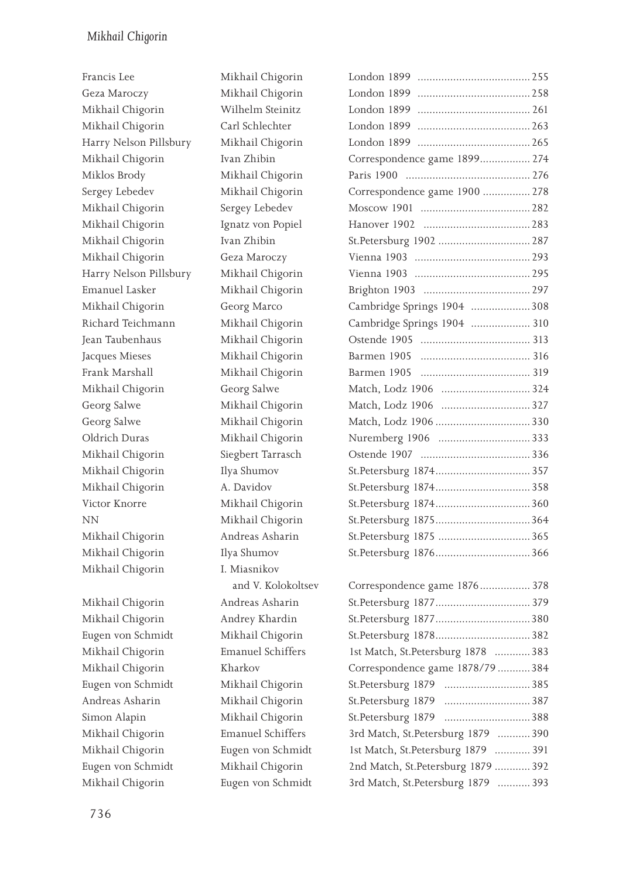| | | |
|---|---|---|
| Francis Lee | Mikhail Chigorin | London 1899 ........................................ 255 |
| Geza Maroczy | Mikhail Chigorin | London 1899 ........................................ 258 |
| Mikhail Chigorin | Wilhelm Steinitz | London 1899 ........................................ 261 |
| Mikhail Chigorin | Carl Schlechter | London 1899 ........................................ 263 |
| Harry Nelson Pillsbury | Mikhail Chigorin | London 1899 ........................................ 265 |
| Mikhail Chigorin | Ivan Zhibin | Correspondence game 1899.................. 274 |
| Miklos Brody | Mikhail Chigorin | Paris 1900 ........................................... 276 |
| Sergey Lebedev | Mikhail Chigorin | Correspondence game 1900 ................ 278 |
| Mikhail Chigorin | Sergey Lebedev | Moscow 1901 ...................................... 282 |
| Mikhail Chigorin | Ignatz von Popiel | Hanover 1902 ..................................... 283 |
| Mikhail Chigorin | Ivan Zhibin | St.Petersburg 1902 ............................... 287 |
| Mikhail Chigorin | Geza Maroczy | Vienna 1903 ........................................ 293 |
| Harry Nelson Pillsbury | Mikhail Chigorin | Vienna 1903 ........................................ 295 |
| Emanuel Lasker | Mikhail Chigorin | Brighton 1903 ..................................... 297 |
| Mikhail Chigorin | Georg Marco | Cambridge Springs 1904 .................... 308 |
| Richard Teichmann | Mikhail Chigorin | Cambridge Springs 1904 .................... 310 |
| Jean Taubenhaus | Mikhail Chigorin | Ostende 1905 ...................................... 313 |
| Jacques Mieses | Mikhail Chigorin | Barmen 1905 ...................................... 316 |
| Frank Marshall | Mikhail Chigorin | Barmen 1905 ...................................... 319 |
| Mikhail Chigorin | Georg Salwe | Match, Lodz 1906 .............................. 324 |
| Georg Salwe | Mikhail Chigorin | Match, Lodz 1906 .............................. 327 |
| Georg Salwe | Mikhail Chigorin | Match, Lodz 1906 ................................ 330 |
| Oldrich Duras | Mikhail Chigorin | Nuremberg 1906 ............................... 333 |
| Mikhail Chigorin | Siegbert Tarrasch | Ostende 1907 ...................................... 336 |
| Mikhail Chigorin | Ilya Shumov | St.Petersburg 1874................................ 357 |
| Mikhail Chigorin | A. Davidov | St.Petersburg 1874................................ 358 |
| Victor Knorre | Mikhail Chigorin | St.Petersburg 1874................................ 360 |
| NN | Mikhail Chigorin | St.Petersburg 1875................................ 364 |
| Mikhail Chigorin | Andreas Asharin | St.Petersburg 1875 ............................... 365 |
| Mikhail Chigorin | Ilya Shumov | St.Petersburg 1876................................ 366 |
| Mikhail Chigorin | I. Miasnikov and V. Kolokoltsev | Correspondence game 1876................. 378 |
| Mikhail Chigorin | Andreas Asharin | St.Petersburg 1877................................ 379 |
| Mikhail Chigorin | Andrey Khardin | St.Petersburg 1877................................ 380 |
| Eugen von Schmidt | Mikhail Chigorin | St.Petersburg 1878................................ 382 |
| Mikhail Chigorin | Emanuel Schiffers | 1st Match, St.Petersburg 1878 ............ 383 |
| Mikhail Chigorin | Kharkov | Correspondence game 1878/79 ........... 384 |
| Eugen von Schmidt | Mikhail Chigorin | St.Petersburg 1879 ............................. 385 |
| Andreas Asharin | Mikhail Chigorin | St.Petersburg 1879 ............................. 387 |
| Simon Alapin | Mikhail Chigorin | St.Petersburg 1879 ............................. 388 |
| Mikhail Chigorin | Emanuel Schiffers | 3rd Match, St.Petersburg 1879 ........... 390 |
| Mikhail Chigorin | Eugen von Schmidt | 1st Match, St.Petersburg 1879 ............ 391 |
| Eugen von Schmidt | Mikhail Chigorin | 2nd Match, St.Petersburg 1879 ............ 392 |
| Mikhail Chigorin | Eugen von Schmidt | 3rd Match, St.Petersburg 1879 ........... 393 |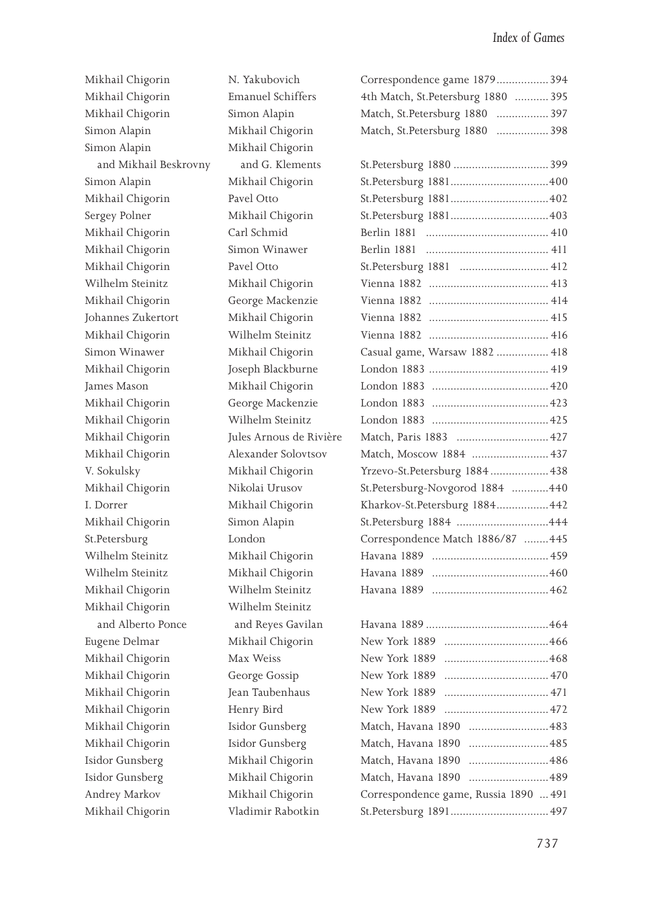| | | | |
|---|---|---|---|
| Mikhail Chigorin | N. Yakubovich | Correspondence game 1879 | 394 |
| Mikhail Chigorin | Emanuel Schiffers | 4th Match, St.Petersburg 1880 | 395 |
| Mikhail Chigorin | Simon Alapin | Match, St.Petersburg 1880 | 397 |
| Simon Alapin | Mikhail Chigorin | Match, St.Petersburg 1880 | 398 |
| Simon Alapin and Mikhail Beskrovny | Mikhail Chigorin and G. Klements | St.Petersburg 1880 | 399 |
| Simon Alapin | Mikhail Chigorin | St.Petersburg 1881 | 400 |
| Mikhail Chigorin | Pavel Otto | St.Petersburg 1881 | 402 |
| Sergey Polner | Mikhail Chigorin | St.Petersburg 1881 | 403 |
| Mikhail Chigorin | Carl Schmid | Berlin 1881 | 410 |
| Mikhail Chigorin | Simon Winawer | Berlin 1881 | 411 |
| Mikhail Chigorin | Pavel Otto | St.Petersburg 1881 | 412 |
| Wilhelm Steinitz | Mikhail Chigorin | Vienna 1882 | 413 |
| Mikhail Chigorin | George Mackenzie | Vienna 1882 | 414 |
| Johannes Zukertort | Mikhail Chigorin | Vienna 1882 | 415 |
| Mikhail Chigorin | Wilhelm Steinitz | Vienna 1882 | 416 |
| Simon Winawer | Mikhail Chigorin | Casual game, Warsaw 1882 | 418 |
| Mikhail Chigorin | Joseph Blackburne | London 1883 | 419 |
| James Mason | Mikhail Chigorin | London 1883 | 420 |
| Mikhail Chigorin | George Mackenzie | London 1883 | 423 |
| Mikhail Chigorin | Wilhelm Steinitz | London 1883 | 425 |
| Mikhail Chigorin | Jules Arnous de Rivière | Match, Paris 1883 | 427 |
| Mikhail Chigorin | Alexander Solovtsov | Match, Moscow 1884 | 437 |
| V. Sokulsky | Mikhail Chigorin | Yrzevo-St.Petersburg 1884 | 438 |
| Mikhail Chigorin | Nikolai Urusov | St.Petersburg-Novgorod 1884 | 440 |
| I. Dorrer | Mikhail Chigorin | Kharkov-St.Petersburg 1884 | 442 |
| Mikhail Chigorin | Simon Alapin | St.Petersburg 1884 | 444 |
| St.Petersburg | London | Correspondence Match 1886/87 | 445 |
| Wilhelm Steinitz | Mikhail Chigorin | Havana 1889 | 459 |
| Wilhelm Steinitz | Mikhail Chigorin | Havana 1889 | 460 |
| Mikhail Chigorin | Wilhelm Steinitz | Havana 1889 | 462 |
| Mikhail Chigorin and Alberto Ponce | Wilhelm Steinitz and Reyes Gavilan | Havana 1889 | 464 |
| Eugene Delmar | Mikhail Chigorin | New York 1889 | 466 |
| Mikhail Chigorin | Max Weiss | New York 1889 | 468 |
| Mikhail Chigorin | George Gossip | New York 1889 | 470 |
| Mikhail Chigorin | Jean Taubenhaus | New York 1889 | 471 |
| Mikhail Chigorin | Henry Bird | New York 1889 | 472 |
| Mikhail Chigorin | Isidor Gunsberg | Match, Havana 1890 | 483 |
| Mikhail Chigorin | Isidor Gunsberg | Match, Havana 1890 | 485 |
| Isidor Gunsberg | Mikhail Chigorin | Match, Havana 1890 | 486 |
| Isidor Gunsberg | Mikhail Chigorin | Match, Havana 1890 | 489 |
| Andrey Markov | Mikhail Chigorin | Correspondence game, Russia 1890 | 491 |
| Mikhail Chigorin | Vladimir Rabotkin | St.Petersburg 1891 | 497 |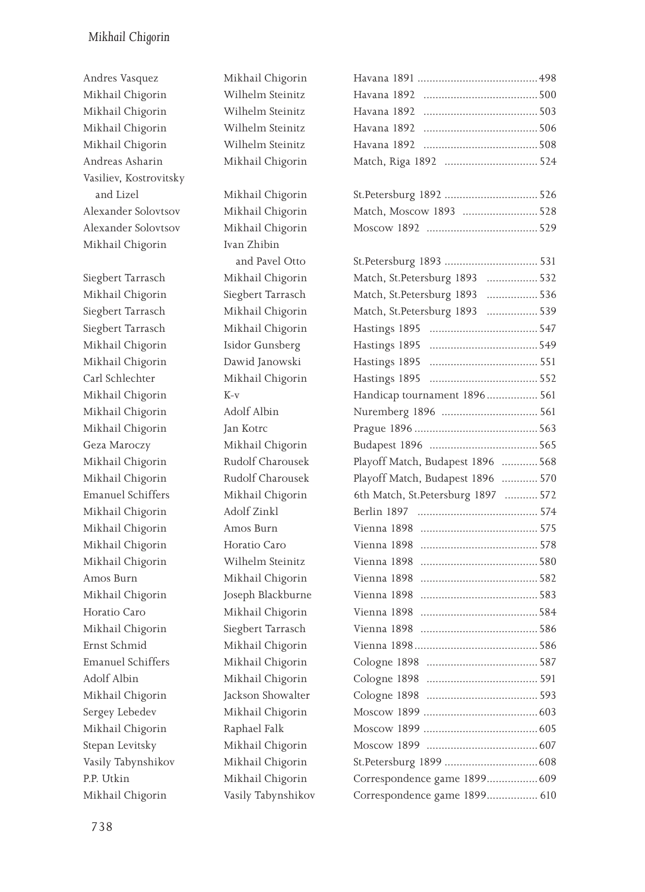| White | Black | Event | Page |
|---|---|---|---|
| Andres Vasquez | Mikhail Chigorin | Havana 1891 | 498 |
| Mikhail Chigorin | Wilhelm Steinitz | Havana 1892 | 500 |
| Mikhail Chigorin | Wilhelm Steinitz | Havana 1892 | 503 |
| Mikhail Chigorin | Wilhelm Steinitz | Havana 1892 | 506 |
| Mikhail Chigorin | Wilhelm Steinitz | Havana 1892 | 508 |
| Andreas Asharin | Mikhail Chigorin | Match, Riga 1892 | 524 |
| Vasiliev, Kostrovitsky and Lizel | Mikhail Chigorin | St.Petersburg 1892 | 526 |
| Alexander Solovtsov | Mikhail Chigorin | Match, Moscow 1893 | 528 |
| Alexander Solovtsov | Mikhail Chigorin | Moscow 1892 | 529 |
| Mikhail Chigorin | Ivan Zhibin and Pavel Otto | St.Petersburg 1893 | 531 |
| Siegbert Tarrasch | Mikhail Chigorin | Match, St.Petersburg 1893 | 532 |
| Mikhail Chigorin | Siegbert Tarrasch | Match, St.Petersburg 1893 | 536 |
| Siegbert Tarrasch | Mikhail Chigorin | Match, St.Petersburg 1893 | 539 |
| Siegbert Tarrasch | Mikhail Chigorin | Hastings 1895 | 547 |
| Mikhail Chigorin | Isidor Gunsberg | Hastings 1895 | 549 |
| Mikhail Chigorin | Dawid Janowski | Hastings 1895 | 551 |
| Carl Schlechter | Mikhail Chigorin | Hastings 1895 | 552 |
| Mikhail Chigorin | K-v | Handicap tournament 1896 | 561 |
| Mikhail Chigorin | Adolf Albin | Nuremberg 1896 | 561 |
| Mikhail Chigorin | Jan Kotrc | Prague 1896 | 563 |
| Geza Maroczy | Mikhail Chigorin | Budapest 1896 | 565 |
| Mikhail Chigorin | Rudolf Charousek | Playoff Match, Budapest 1896 | 568 |
| Mikhail Chigorin | Rudolf Charousek | Playoff Match, Budapest 1896 | 570 |
| Emanuel Schiffers | Mikhail Chigorin | 6th Match, St.Petersburg 1897 | 572 |
| Mikhail Chigorin | Adolf Zinkl | Berlin 1897 | 574 |
| Mikhail Chigorin | Amos Burn | Vienna 1898 | 575 |
| Mikhail Chigorin | Horatio Caro | Vienna 1898 | 578 |
| Mikhail Chigorin | Wilhelm Steinitz | Vienna 1898 | 580 |
| Amos Burn | Mikhail Chigorin | Vienna 1898 | 582 |
| Mikhail Chigorin | Joseph Blackburne | Vienna 1898 | 583 |
| Horatio Caro | Mikhail Chigorin | Vienna 1898 | 584 |
| Mikhail Chigorin | Siegbert Tarrasch | Vienna 1898 | 586 |
| Ernst Schmid | Mikhail Chigorin | Vienna 1898 | 586 |
| Emanuel Schiffers | Mikhail Chigorin | Cologne 1898 | 587 |
| Adolf Albin | Mikhail Chigorin | Cologne 1898 | 591 |
| Mikhail Chigorin | Jackson Showalter | Cologne 1898 | 593 |
| Sergey Lebedev | Mikhail Chigorin | Moscow 1899 | 603 |
| Mikhail Chigorin | Raphael Falk | Moscow 1899 | 605 |
| Stepan Levitsky | Mikhail Chigorin | Moscow 1899 | 607 |
| Vasily Tabynshikov | Mikhail Chigorin | St.Petersburg 1899 | 608 |
| P.P. Utkin | Mikhail Chigorin | Correspondence game 1899 | 609 |
| Mikhail Chigorin | Vasily Tabynshikov | Correspondence game 1899 | 610 |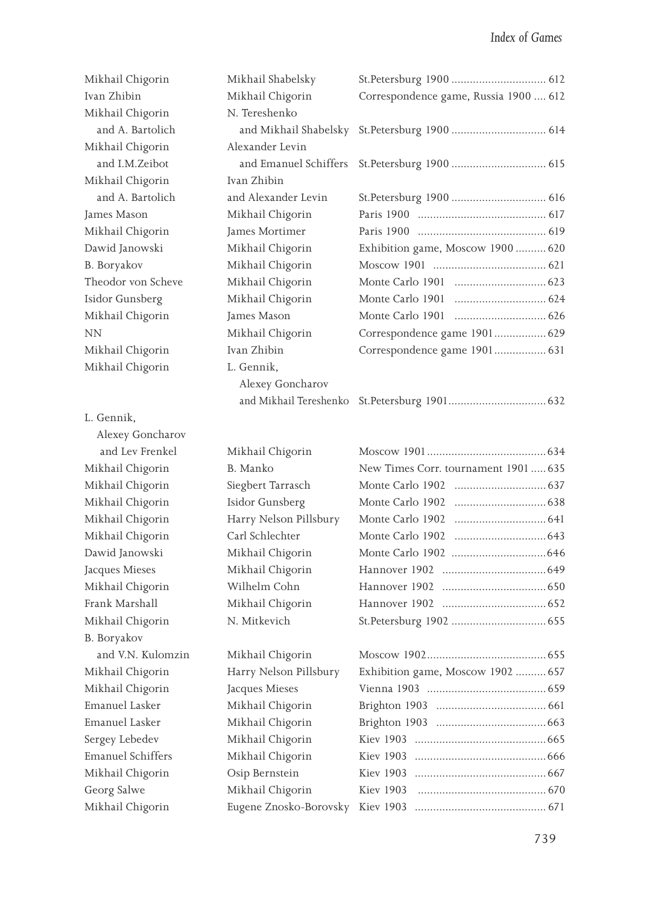| White | Black | Event | Page |
|---|---|---|---|
| Mikhail Chigorin | Mikhail Shabelsky | St.Petersburg 1900 | 612 |
| Ivan Zhibin | Mikhail Chigorin | Correspondence game, Russia 1900 | 612 |
| Mikhail Chigorin and A. Bartolich | N. Tereshenko and Mikhail Shabelsky | St.Petersburg 1900 | 614 |
| Mikhail Chigorin and I.M.Zeibot | Alexander Levin and Emanuel Schiffers | St.Petersburg 1900 | 615 |
| Mikhail Chigorin and A. Bartolich | Ivan Zhibin and Alexander Levin | St.Petersburg 1900 | 616 |
| James Mason | Mikhail Chigorin | Paris 1900 | 617 |
| Mikhail Chigorin | James Mortimer | Paris 1900 | 619 |
| Dawid Janowski | Mikhail Chigorin | Exhibition game, Moscow 1900 | 620 |
| B. Boryakov | Mikhail Chigorin | Moscow 1901 | 621 |
| Theodor von Scheve | Mikhail Chigorin | Monte Carlo 1901 | 623 |
| Isidor Gunsberg | Mikhail Chigorin | Monte Carlo 1901 | 624 |
| Mikhail Chigorin | James Mason | Monte Carlo 1901 | 626 |
| NN | Mikhail Chigorin | Correspondence game 1901 | 629 |
| Mikhail Chigorin | Ivan Zhibin | Correspondence game 1901 | 631 |
| Mikhail Chigorin | L. Gennik, Alexey Goncharov and Mikhail Tereshenko | St.Petersburg 1901 | 632 |
| L. Gennik, Alexey Goncharov and Lev Frenkel | Mikhail Chigorin | Moscow 1901 | 634 |
| Mikhail Chigorin | B. Manko | New Times Corr. tournament 1901 | 635 |
| Mikhail Chigorin | Siegbert Tarrasch | Monte Carlo 1902 | 637 |
| Mikhail Chigorin | Isidor Gunsberg | Monte Carlo 1902 | 638 |
| Mikhail Chigorin | Harry Nelson Pillsbury | Monte Carlo 1902 | 641 |
| Mikhail Chigorin | Carl Schlechter | Monte Carlo 1902 | 643 |
| Dawid Janowski | Mikhail Chigorin | Monte Carlo 1902 | 646 |
| Jacques Mieses | Mikhail Chigorin | Hannover 1902 | 649 |
| Mikhail Chigorin | Wilhelm Cohn | Hannover 1902 | 650 |
| Frank Marshall | Mikhail Chigorin | Hannover 1902 | 652 |
| Mikhail Chigorin | N. Mitkevich | St.Petersburg 1902 | 655 |
| B. Boryakov and V.N. Kulomzin | Mikhail Chigorin | Moscow 1902 | 655 |
| Mikhail Chigorin | Harry Nelson Pillsbury | Exhibition game, Moscow 1902 | 657 |
| Mikhail Chigorin | Jacques Mieses | Vienna 1903 | 659 |
| Emanuel Lasker | Mikhail Chigorin | Brighton 1903 | 661 |
| Emanuel Lasker | Mikhail Chigorin | Brighton 1903 | 663 |
| Sergey Lebedev | Mikhail Chigorin | Kiev 1903 | 665 |
| Emanuel Schiffers | Mikhail Chigorin | Kiev 1903 | 666 |
| Mikhail Chigorin | Osip Bernstein | Kiev 1903 | 667 |
| Georg Salwe | Mikhail Chigorin | Kiev 1903 | 670 |
| Mikhail Chigorin | Eugene Znosko-Borovsky | Kiev 1903 | 671 |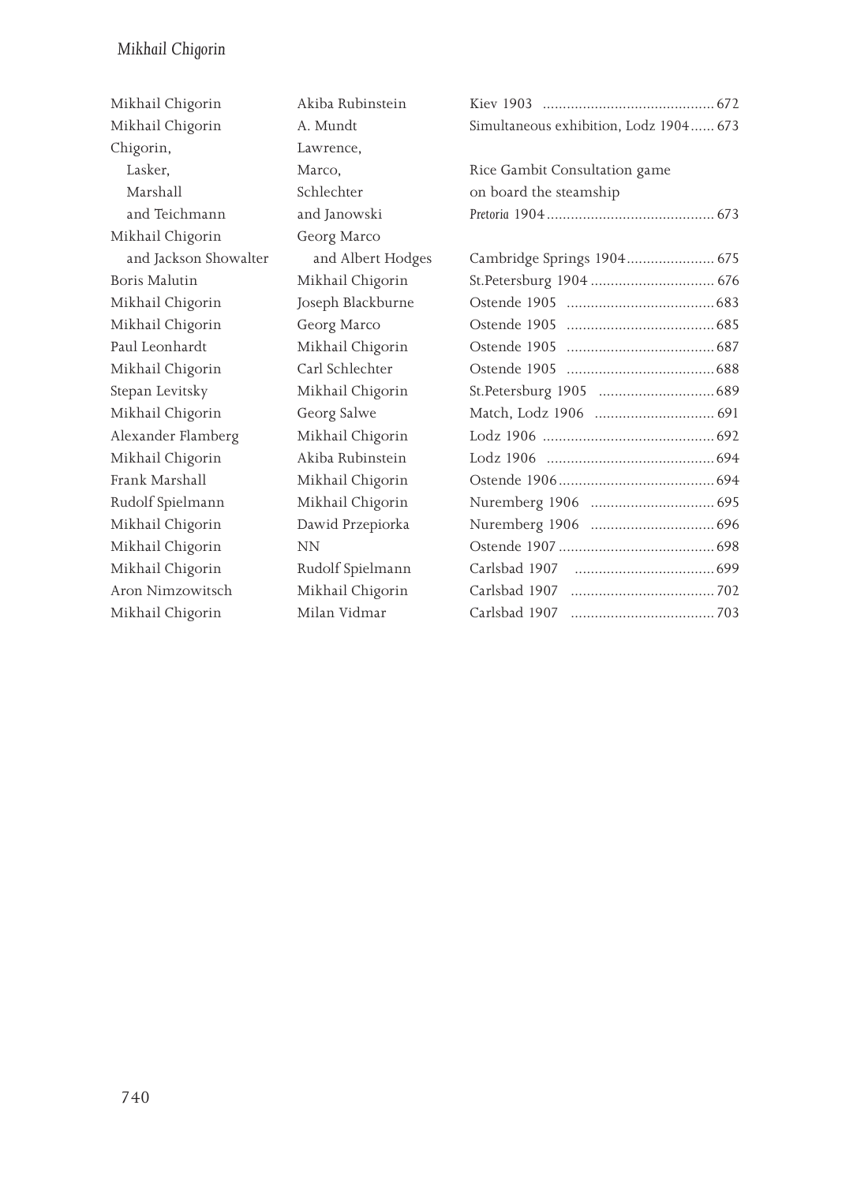| | | | |
|---|---|---|---|
| Mikhail Chigorin | Akiba Rubinstein | Kiev 1903 | 672 |
| Mikhail Chigorin | A. Mundt | Simultaneous exhibition, Lodz 1904 | 673 |
| Chigorin, Lasker, Marshall and Teichmann | Lawrence, Marco, Schlechter and Janowski | Rice Gambit Consultation game on board the steamship *Pretoria* 1904 | 673 |
| Mikhail Chigorin and Jackson Showalter | Georg Marco and Albert Hodges | Cambridge Springs 1904 | 675 |
| Boris Malutin | Mikhail Chigorin | St.Petersburg 1904 | 676 |
| Mikhail Chigorin | Joseph Blackburne | Ostende 1905 | 683 |
| Mikhail Chigorin | Georg Marco | Ostende 1905 | 685 |
| Paul Leonhardt | Mikhail Chigorin | Ostende 1905 | 687 |
| Mikhail Chigorin | Carl Schlechter | Ostende 1905 | 688 |
| Stepan Levitsky | Mikhail Chigorin | St.Petersburg 1905 | 689 |
| Mikhail Chigorin | Georg Salwe | Match, Lodz 1906 | 691 |
| Alexander Flamberg | Mikhail Chigorin | Lodz 1906 | 692 |
| Mikhail Chigorin | Akiba Rubinstein | Lodz 1906 | 694 |
| Frank Marshall | Mikhail Chigorin | Ostende 1906 | 694 |
| Rudolf Spielmann | Mikhail Chigorin | Nuremberg 1906 | 695 |
| Mikhail Chigorin | Dawid Przepiorka | Nuremberg 1906 | 696 |
| Mikhail Chigorin | NN | Ostende 1907 | 698 |
| Mikhail Chigorin | Rudolf Spielmann | Carlsbad 1907 | 699 |
| Aron Nimzowitsch | Mikhail Chigorin | Carlsbad 1907 | 702 |
| Mikhail Chigorin | Milan Vidmar | Carlsbad 1907 | 703 |